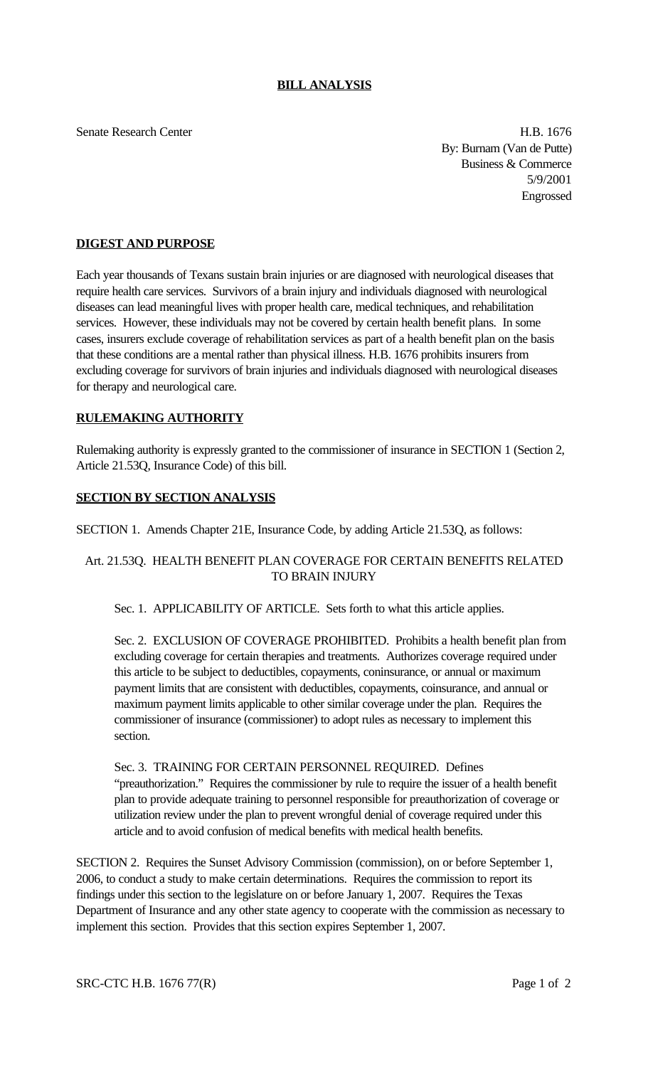## BILL ANALYSIS

Senate Research Center

H.B. 1676
By: Burnam (Van de Putte)
Business & Commerce
5/9/2001
Engrossed

### DIGEST AND PURPOSE

Each year thousands of Texans sustain brain injuries or are diagnosed with neurological diseases that require health care services. Survivors of a brain injury and individuals diagnosed with neurological diseases can lead meaningful lives with proper health care, medical techniques, and rehabilitation services. However, these individuals may not be covered by certain health benefit plans. In some cases, insurers exclude coverage of rehabilitation services as part of a health benefit plan on the basis that these conditions are a mental rather than physical illness. H.B. 1676 prohibits insurers from excluding coverage for survivors of brain injuries and individuals diagnosed with neurological diseases for therapy and neurological care.

### RULEMAKING AUTHORITY

Rulemaking authority is expressly granted to the commissioner of insurance in SECTION 1 (Section 2, Article 21.53Q, Insurance Code) of this bill.

### SECTION BY SECTION ANALYSIS

SECTION 1. Amends Chapter 21E, Insurance Code, by adding Article 21.53Q, as follows:

Art. 21.53Q. HEALTH BENEFIT PLAN COVERAGE FOR CERTAIN BENEFITS RELATED TO BRAIN INJURY

Sec. 1. APPLICABILITY OF ARTICLE. Sets forth to what this article applies.

Sec. 2. EXCLUSION OF COVERAGE PROHIBITED. Prohibits a health benefit plan from excluding coverage for certain therapies and treatments. Authorizes coverage required under this article to be subject to deductibles, copayments, coinsurance, or annual or maximum payment limits that are consistent with deductibles, copayments, coinsurance, and annual or maximum payment limits applicable to other similar coverage under the plan. Requires the commissioner of insurance (commissioner) to adopt rules as necessary to implement this section.

Sec. 3. TRAINING FOR CERTAIN PERSONNEL REQUIRED. Defines "preauthorization." Requires the commissioner by rule to require the issuer of a health benefit plan to provide adequate training to personnel responsible for preauthorization of coverage or utilization review under the plan to prevent wrongful denial of coverage required under this article and to avoid confusion of medical benefits with medical health benefits.

SECTION 2. Requires the Sunset Advisory Commission (commission), on or before September 1, 2006, to conduct a study to make certain determinations. Requires the commission to report its findings under this section to the legislature on or before January 1, 2007. Requires the Texas Department of Insurance and any other state agency to cooperate with the commission as necessary to implement this section. Provides that this section expires September 1, 2007.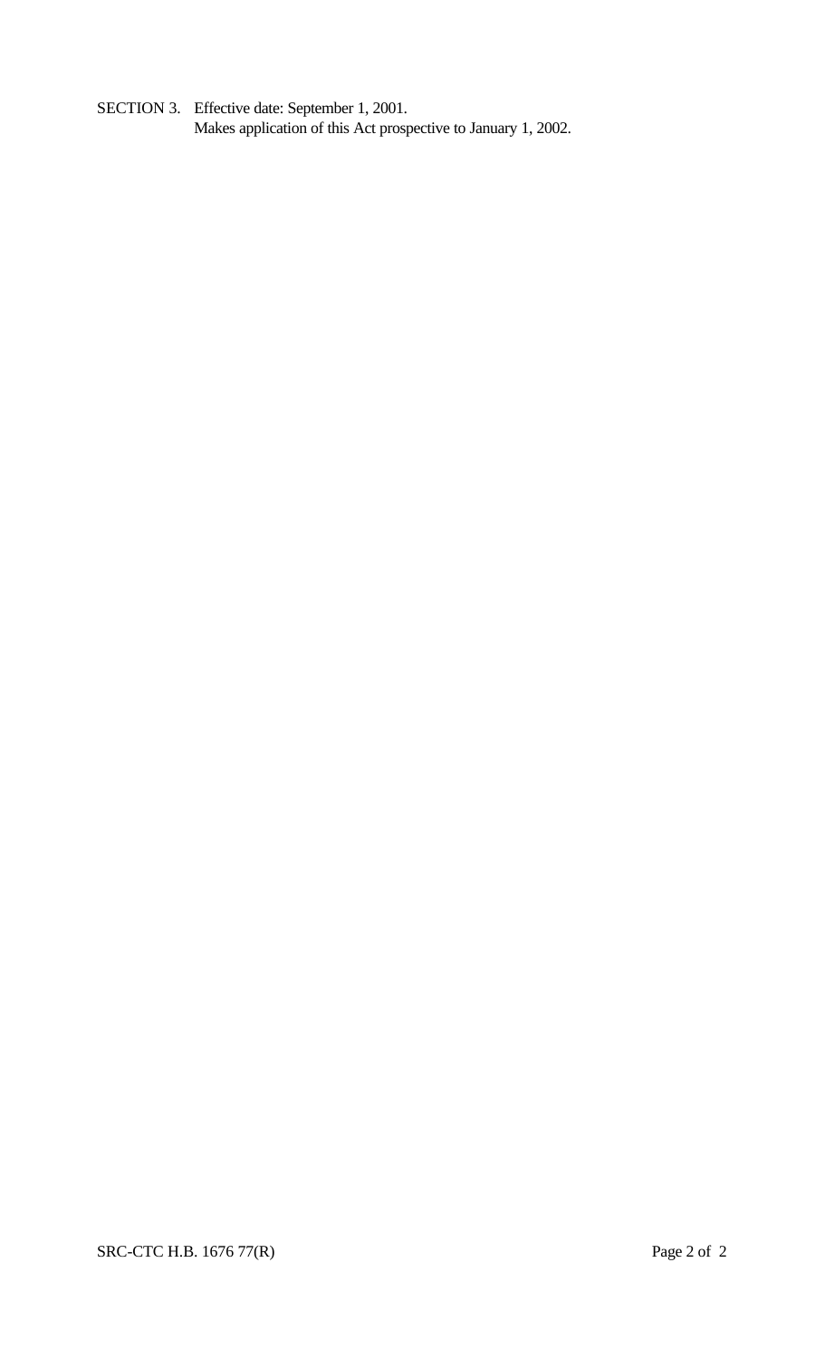SECTION 3. Effective date: September 1, 2001.
Makes application of this Act prospective to January 1, 2002.